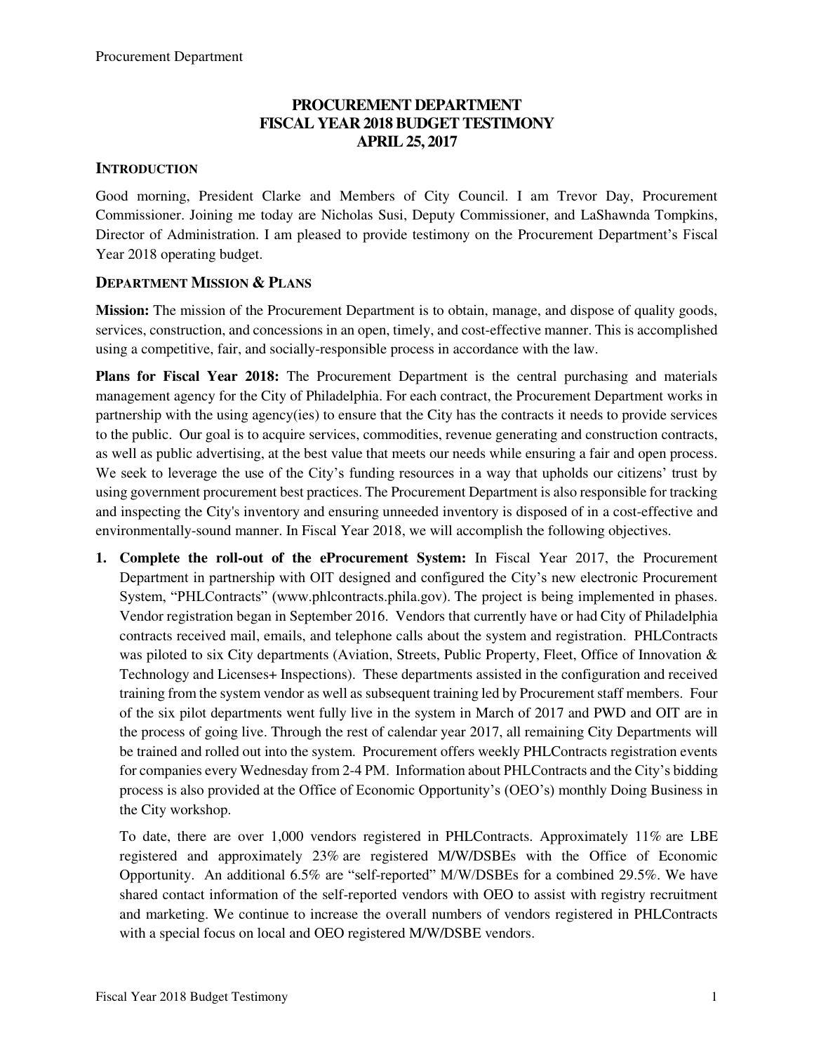# PROCUREMENT DEPARTMENT
# FISCAL YEAR 2018 BUDGET TESTIMONY
# APRIL 25, 2017

## INTRODUCTION

Good morning, President Clarke and Members of City Council. I am Trevor Day, Procurement Commissioner. Joining me today are Nicholas Susi, Deputy Commissioner, and LaShawnda Tompkins, Director of Administration. I am pleased to provide testimony on the Procurement Department's Fiscal Year 2018 operating budget.

## DEPARTMENT MISSION & PLANS

**Mission:** The mission of the Procurement Department is to obtain, manage, and dispose of quality goods, services, construction, and concessions in an open, timely, and cost-effective manner. This is accomplished using a competitive, fair, and socially-responsible process in accordance with the law.

**Plans for Fiscal Year 2018:** The Procurement Department is the central purchasing and materials management agency for the City of Philadelphia. For each contract, the Procurement Department works in partnership with the using agency(ies) to ensure that the City has the contracts it needs to provide services to the public. Our goal is to acquire services, commodities, revenue generating and construction contracts, as well as public advertising, at the best value that meets our needs while ensuring a fair and open process. We seek to leverage the use of the City's funding resources in a way that upholds our citizens' trust by using government procurement best practices. The Procurement Department is also responsible for tracking and inspecting the City's inventory and ensuring unneeded inventory is disposed of in a cost-effective and environmentally-sound manner. In Fiscal Year 2018, we will accomplish the following objectives.

1. **Complete the roll-out of the eProcurement System:** In Fiscal Year 2017, the Procurement Department in partnership with OIT designed and configured the City's new electronic Procurement System, "PHLContracts" (www.phlcontracts.phila.gov). The project is being implemented in phases. Vendor registration began in September 2016. Vendors that currently have or had City of Philadelphia contracts received mail, emails, and telephone calls about the system and registration. PHLContracts was piloted to six City departments (Aviation, Streets, Public Property, Fleet, Office of Innovation & Technology and Licenses+ Inspections). These departments assisted in the configuration and received training from the system vendor as well as subsequent training led by Procurement staff members. Four of the six pilot departments went fully live in the system in March of 2017 and PWD and OIT are in the process of going live. Through the rest of calendar year 2017, all remaining City Departments will be trained and rolled out into the system. Procurement offers weekly PHLContracts registration events for companies every Wednesday from 2-4 PM. Information about PHLContracts and the City's bidding process is also provided at the Office of Economic Opportunity's (OEO's) monthly Doing Business in the City workshop.

   To date, there are over 1,000 vendors registered in PHLContracts. Approximately 11% are LBE registered and approximately 23% are registered M/W/DSBEs with the Office of Economic Opportunity. An additional 6.5% are "self-reported" M/W/DSBEs for a combined 29.5%. We have shared contact information of the self-reported vendors with OEO to assist with registry recruitment and marketing. We continue to increase the overall numbers of vendors registered in PHLContracts with a special focus on local and OEO registered M/W/DSBE vendors.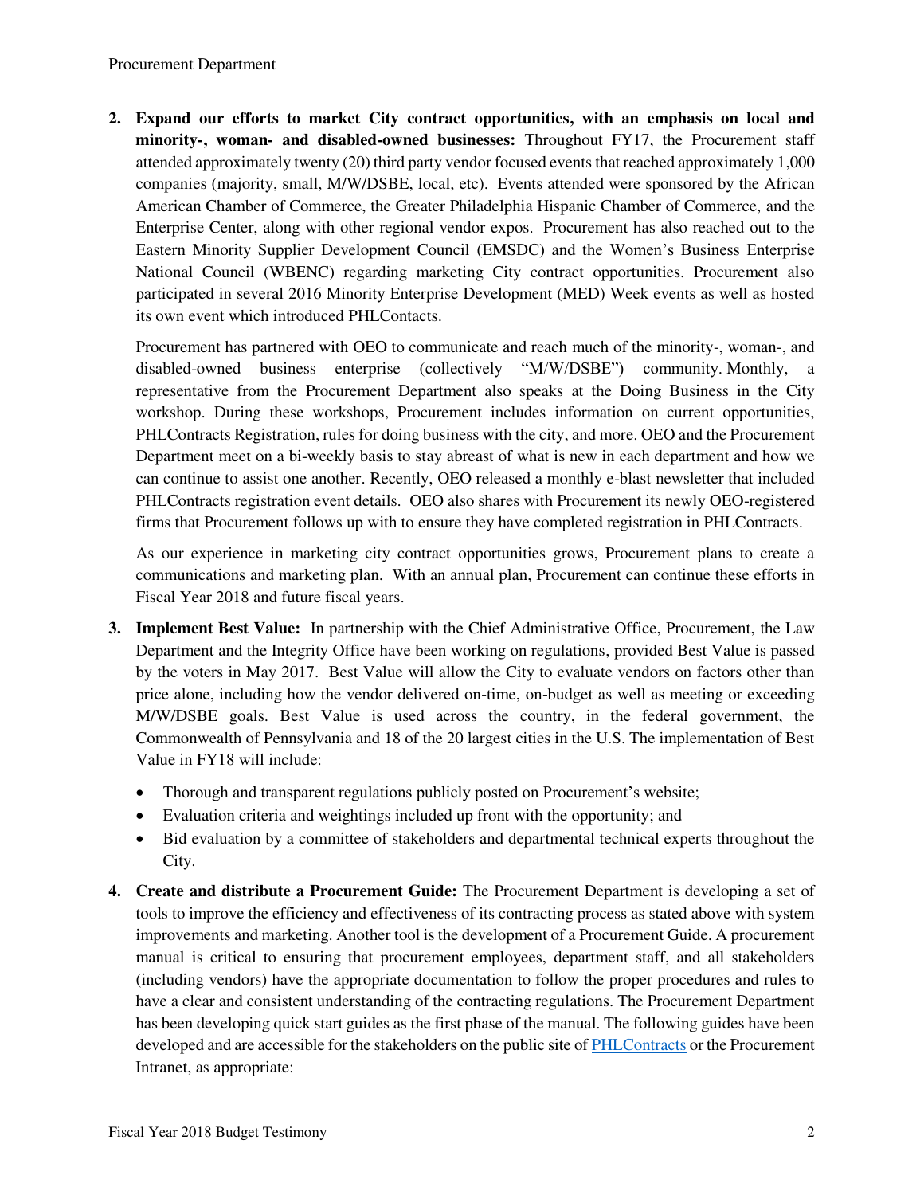2. **Expand our efforts to market City contract opportunities, with an emphasis on local and minority-, woman- and disabled-owned businesses:** Throughout FY17, the Procurement staff attended approximately twenty (20) third party vendor focused events that reached approximately 1,000 companies (majority, small, M/W/DSBE, local, etc). Events attended were sponsored by the African American Chamber of Commerce, the Greater Philadelphia Hispanic Chamber of Commerce, and the Enterprise Center, along with other regional vendor expos. Procurement has also reached out to the Eastern Minority Supplier Development Council (EMSDC) and the Women's Business Enterprise National Council (WBENC) regarding marketing City contract opportunities. Procurement also participated in several 2016 Minority Enterprise Development (MED) Week events as well as hosted its own event which introduced PHLContacts.

   Procurement has partnered with OEO to communicate and reach much of the minority-, woman-, and disabled-owned business enterprise (collectively "M/W/DSBE") community. Monthly, a representative from the Procurement Department also speaks at the Doing Business in the City workshop. During these workshops, Procurement includes information on current opportunities, PHLContracts Registration, rules for doing business with the city, and more. OEO and the Procurement Department meet on a bi-weekly basis to stay abreast of what is new in each department and how we can continue to assist one another. Recently, OEO released a monthly e-blast newsletter that included PHLContracts registration event details. OEO also shares with Procurement its newly OEO-registered firms that Procurement follows up with to ensure they have completed registration in PHLContracts.

   As our experience in marketing city contract opportunities grows, Procurement plans to create a communications and marketing plan. With an annual plan, Procurement can continue these efforts in Fiscal Year 2018 and future fiscal years.

3. **Implement Best Value:** In partnership with the Chief Administrative Office, Procurement, the Law Department and the Integrity Office have been working on regulations, provided Best Value is passed by the voters in May 2017. Best Value will allow the City to evaluate vendors on factors other than price alone, including how the vendor delivered on-time, on-budget as well as meeting or exceeding M/W/DSBE goals. Best Value is used across the country, in the federal government, the Commonwealth of Pennsylvania and 18 of the 20 largest cities in the U.S. The implementation of Best Value in FY18 will include:

   - Thorough and transparent regulations publicly posted on Procurement's website;
   - Evaluation criteria and weightings included up front with the opportunity; and
   - Bid evaluation by a committee of stakeholders and departmental technical experts throughout the City.

4. **Create and distribute a Procurement Guide:** The Procurement Department is developing a set of tools to improve the efficiency and effectiveness of its contracting process as stated above with system improvements and marketing. Another tool is the development of a Procurement Guide. A procurement manual is critical to ensuring that procurement employees, department staff, and all stakeholders (including vendors) have the appropriate documentation to follow the proper procedures and rules to have a clear and consistent understanding of the contracting regulations. The Procurement Department has been developing quick start guides as the first phase of the manual. The following guides have been developed and are accessible for the stakeholders on the public site of PHLContracts or the Procurement Intranet, as appropriate: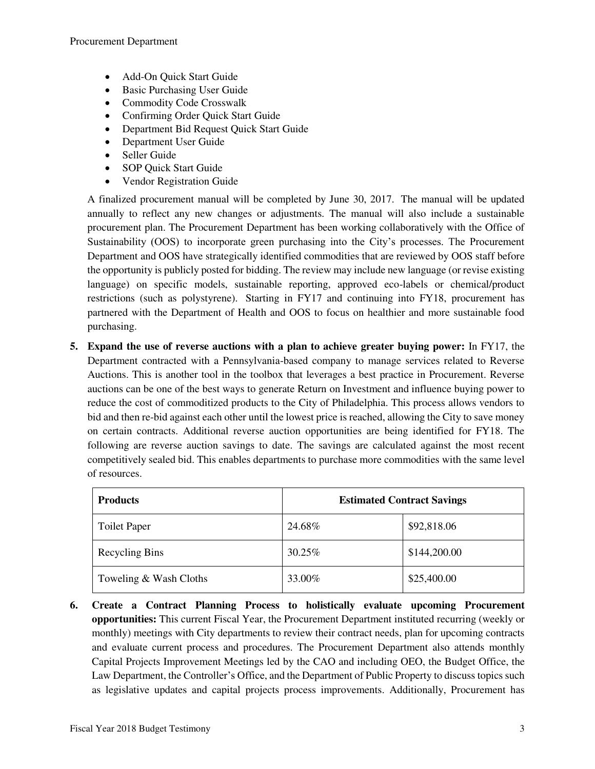- Add-On Quick Start Guide
- Basic Purchasing User Guide
- Commodity Code Crosswalk
- Confirming Order Quick Start Guide
- Department Bid Request Quick Start Guide
- Department User Guide
- Seller Guide
- SOP Quick Start Guide
- Vendor Registration Guide

A finalized procurement manual will be completed by June 30, 2017. The manual will be updated annually to reflect any new changes or adjustments. The manual will also include a sustainable procurement plan. The Procurement Department has been working collaboratively with the Office of Sustainability (OOS) to incorporate green purchasing into the City's processes. The Procurement Department and OOS have strategically identified commodities that are reviewed by OOS staff before the opportunity is publicly posted for bidding. The review may include new language (or revise existing language) on specific models, sustainable reporting, approved eco-labels or chemical/product restrictions (such as polystyrene). Starting in FY17 and continuing into FY18, procurement has partnered with the Department of Health and OOS to focus on healthier and more sustainable food purchasing.

5. **Expand the use of reverse auctions with a plan to achieve greater buying power:** In FY17, the Department contracted with a Pennsylvania-based company to manage services related to Reverse Auctions. This is another tool in the toolbox that leverages a best practice in Procurement. Reverse auctions can be one of the best ways to generate Return on Investment and influence buying power to reduce the cost of commoditized products to the City of Philadelphia. This process allows vendors to bid and then re-bid against each other until the lowest price is reached, allowing the City to save money on certain contracts. Additional reverse auction opportunities are being identified for FY18. The following are reverse auction savings to date. The savings are calculated against the most recent competitively sealed bid. This enables departments to purchase more commodities with the same level of resources.

| Products | Estimated Contract Savings | |
|---|---|---|
| Toilet Paper | 24.68% | $92,818.06 |
| Recycling Bins | 30.25% | $144,200.00 |
| Toweling & Wash Cloths | 33.00% | $25,400.00 |

6. **Create a Contract Planning Process to holistically evaluate upcoming Procurement opportunities:** This current Fiscal Year, the Procurement Department instituted recurring (weekly or monthly) meetings with City departments to review their contract needs, plan for upcoming contracts and evaluate current process and procedures. The Procurement Department also attends monthly Capital Projects Improvement Meetings led by the CAO and including OEO, the Budget Office, the Law Department, the Controller's Office, and the Department of Public Property to discuss topics such as legislative updates and capital projects process improvements. Additionally, Procurement has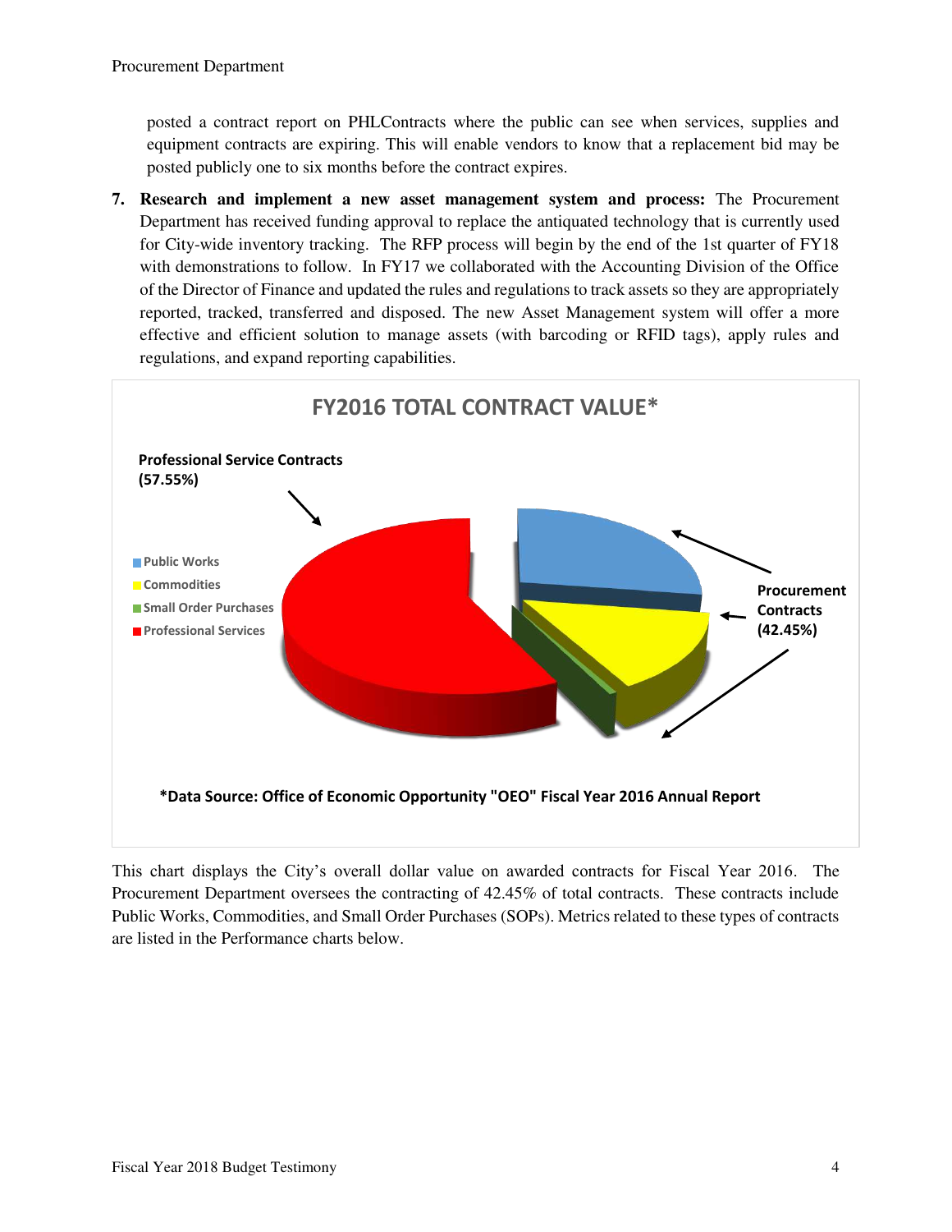posted a contract report on PHLContracts where the public can see when services, supplies and equipment contracts are expiring. This will enable vendors to know that a replacement bid may be posted publicly one to six months before the contract expires.

7. **Research and implement a new asset management system and process:** The Procurement Department has received funding approval to replace the antiquated technology that is currently used for City-wide inventory tracking. The RFP process will begin by the end of the 1st quarter of FY18 with demonstrations to follow. In FY17 we collaborated with the Accounting Division of the Office of the Director of Finance and updated the rules and regulations to track assets so they are appropriately reported, tracked, transferred and disposed. The new Asset Management system will offer a more effective and efficient solution to manage assets (with barcoding or RFID tags), apply rules and regulations, and expand reporting capabilities.

**FY2016 TOTAL CONTRACT VALUE***

**Professional Service Contracts (57.55%)**

- Public Works
- Commodities
- Small Order Purchases
- Professional Services

**Procurement Contracts (42.45%)**

***Data Source: Office of Economic Opportunity "OEO" Fiscal Year 2016 Annual Report**

This chart displays the City's overall dollar value on awarded contracts for Fiscal Year 2016. The Procurement Department oversees the contracting of 42.45% of total contracts. These contracts include Public Works, Commodities, and Small Order Purchases (SOPs). Metrics related to these types of contracts are listed in the Performance charts below.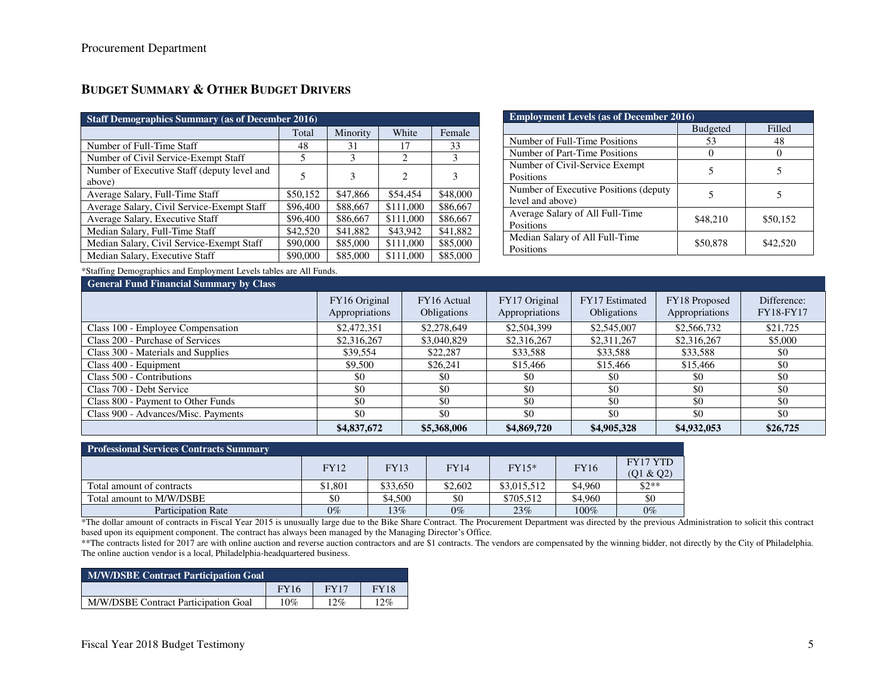## BUDGET SUMMARY & OTHER BUDGET DRIVERS

| Staff Demographics Summary (as of December 2016) | | | | |
|---|---|---|---|---|
| | Total | Minority | White | Female |
| Number of Full-Time Staff | 48 | 31 | 17 | 33 |
| Number of Civil Service-Exempt Staff | 5 | 3 | 2 | 3 |
| Number of Executive Staff (deputy level and above) | 5 | 3 | 2 | 3 |
| Average Salary, Full-Time Staff | $50,152 | $47,866 | $54,454 | $48,000 |
| Average Salary, Civil Service-Exempt Staff | $96,400 | $88,667 | $111,000 | $86,667 |
| Average Salary, Executive Staff | $96,400 | $86,667 | $111,000 | $86,667 |
| Median Salary, Full-Time Staff | $42,520 | $41,882 | $43,942 | $41,882 |
| Median Salary, Civil Service-Exempt Staff | $90,000 | $85,000 | $111,000 | $85,000 |
| Median Salary, Executive Staff | $90,000 | $85,000 | $111,000 | $85,000 |

| Employment Levels (as of December 2016) | | |
|---|---|---|
| | Budgeted | Filled |
| Number of Full-Time Positions | 53 | 48 |
| Number of Part-Time Positions | 0 | 0 |
| Number of Civil-Service Exempt Positions | 5 | 5 |
| Number of Executive Positions (deputy level and above) | 5 | 5 |
| Average Salary of All Full-Time Positions | $48,210 | $50,152 |
| Median Salary of All Full-Time Positions | $50,878 | $42,520 |

*Staffing Demographics and Employment Levels tables are All Funds.

| General Fund Financial Summary by Class | | | | | | |
|---|---|---|---|---|---|---|
| | FY16 Original Appropriations | FY16 Actual Obligations | FY17 Original Appropriations | FY17 Estimated Obligations | FY18 Proposed Appropriations | Difference: FY18-FY17 |
| Class 100 - Employee Compensation | $2,472,351 | $2,278,649 | $2,504,399 | $2,545,007 | $2,566,732 | $21,725 |
| Class 200 - Purchase of Services | $2,316,267 | $3,040,829 | $2,316,267 | $2,311,267 | $2,316,267 | $5,000 |
| Class 300 - Materials and Supplies | $39,554 | $22,287 | $33,588 | $33,588 | $33,588 | $0 |
| Class 400 - Equipment | $9,500 | $26,241 | $15,466 | $15,466 | $15,466 | $0 |
| Class 500 - Contributions | $0 | $0 | $0 | $0 | $0 | $0 |
| Class 700 - Debt Service | $0 | $0 | $0 | $0 | $0 | $0 |
| Class 800 - Payment to Other Funds | $0 | $0 | $0 | $0 | $0 | $0 |
| Class 900 - Advances/Misc. Payments | $0 | $0 | $0 | $0 | $0 | $0 |
| | **$4,837,672** | **$5,368,006** | **$4,869,720** | **$4,905,328** | **$4,932,053** | **$26,725** |

| Professional Services Contracts Summary | | | | | | |
|---|---|---|---|---|---|---|
| | FY12 | FY13 | FY14 | FY15* | FY16 | FY17 YTD (Q1 & Q2) |
| Total amount of contracts | $1,801 | $33,650 | $2,602 | $3,015,512 | $4,960 | $2** |
| Total amount to M/W/DSBE | $0 | $4,500 | $0 | $705,512 | $4,960 | $0 |
| Participation Rate | 0% | 13% | 0% | 23% | 100% | 0% |

*The dollar amount of contracts in Fiscal Year 2015 is unusually large due to the Bike Share Contract. The Procurement Department was directed by the previous Administration to solicit this contract based upon its equipment component. The contract has always been managed by the Managing Director's Office.

**The contracts listed for 2017 are with online auction and reverse auction contractors and are $1 contracts. The vendors are compensated by the winning bidder, not directly by the City of Philadelphia. The online auction vendor is a local, Philadelphia-headquartered business.

| M/W/DSBE Contract Participation Goal | | | |
|---|---|---|---|
| | FY16 | FY17 | FY18 |
| M/W/DSBE Contract Participation Goal | 10% | 12% | 12% |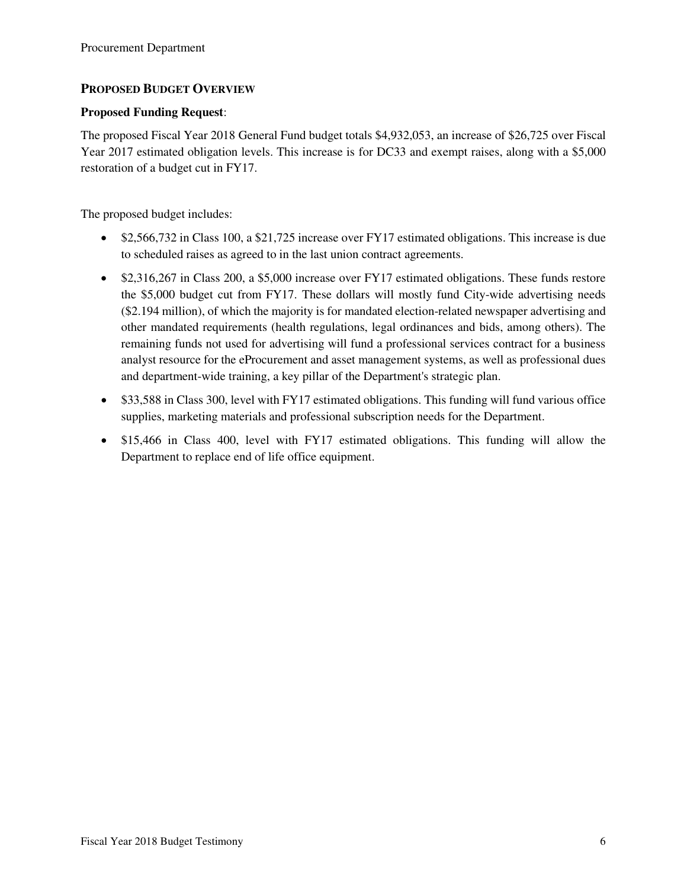## PROPOSED BUDGET OVERVIEW

**Proposed Funding Request**:

The proposed Fiscal Year 2018 General Fund budget totals $4,932,053, an increase of $26,725 over Fiscal Year 2017 estimated obligation levels. This increase is for DC33 and exempt raises, along with a $5,000 restoration of a budget cut in FY17.

The proposed budget includes:

- $2,566,732 in Class 100, a $21,725 increase over FY17 estimated obligations. This increase is due to scheduled raises as agreed to in the last union contract agreements.
- $2,316,267 in Class 200, a $5,000 increase over FY17 estimated obligations. These funds restore the $5,000 budget cut from FY17. These dollars will mostly fund City-wide advertising needs ($2.194 million), of which the majority is for mandated election-related newspaper advertising and other mandated requirements (health regulations, legal ordinances and bids, among others). The remaining funds not used for advertising will fund a professional services contract for a business analyst resource for the eProcurement and asset management systems, as well as professional dues and department-wide training, a key pillar of the Department's strategic plan.
- $33,588 in Class 300, level with FY17 estimated obligations. This funding will fund various office supplies, marketing materials and professional subscription needs for the Department.
- $15,466 in Class 400, level with FY17 estimated obligations. This funding will allow the Department to replace end of life office equipment.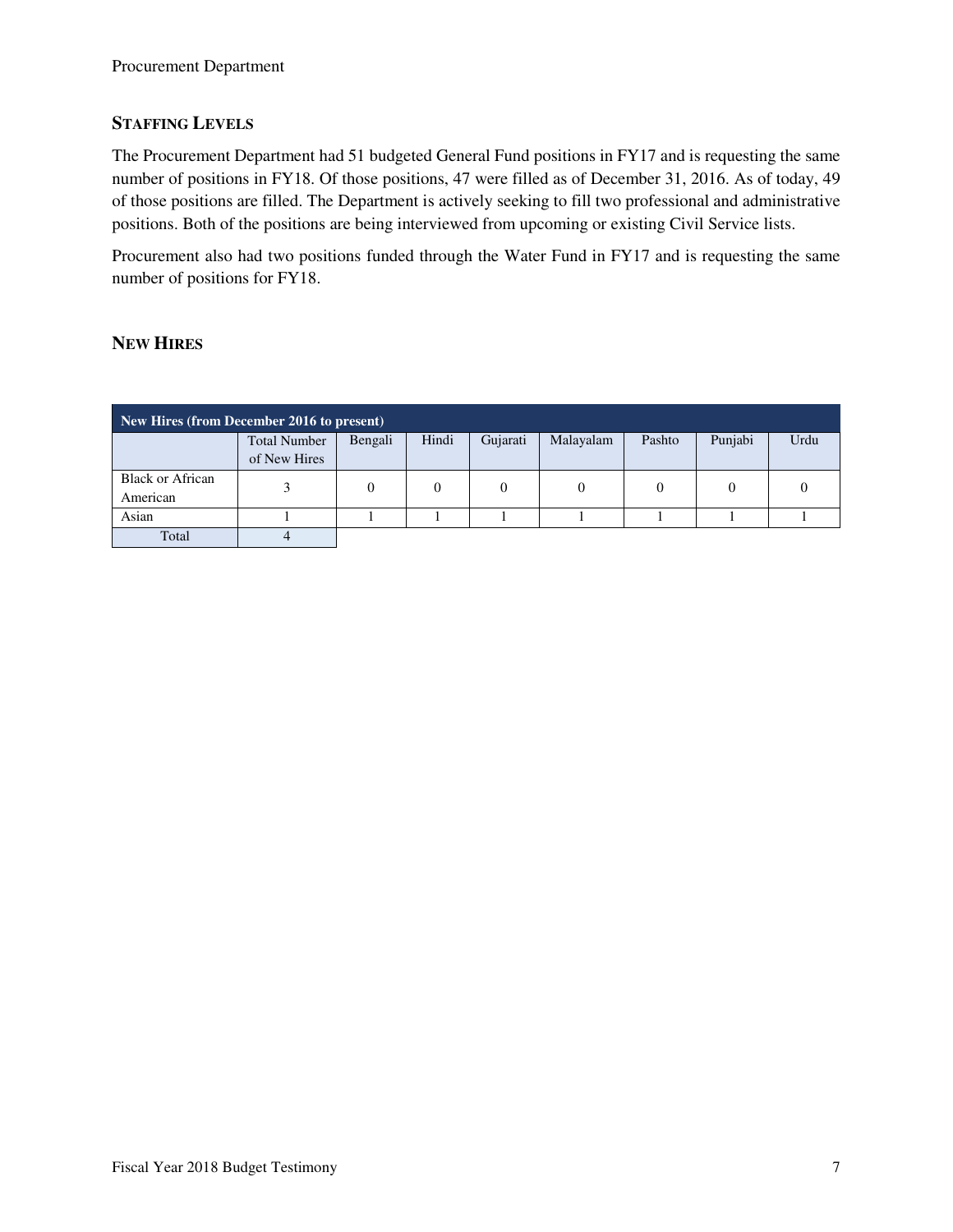## STAFFING LEVELS

The Procurement Department had 51 budgeted General Fund positions in FY17 and is requesting the same number of positions in FY18. Of those positions, 47 were filled as of December 31, 2016. As of today, 49 of those positions are filled. The Department is actively seeking to fill two professional and administrative positions. Both of the positions are being interviewed from upcoming or existing Civil Service lists.

Procurement also had two positions funded through the Water Fund in FY17 and is requesting the same number of positions for FY18.

## NEW HIRES

| New Hires (from December 2016 to present) | | | | | | | | |
|---|---|---|---|---|---|---|---|---|
| | Total Number of New Hires | Bengali | Hindi | Gujarati | Malayalam | Pashto | Punjabi | Urdu |
| Black or African American | 3 | 0 | 0 | 0 | 0 | 0 | 0 | 0 |
| Asian | 1 | 1 | 1 | 1 | 1 | 1 | 1 | 1 |
| Total | 4 | | | | | | | |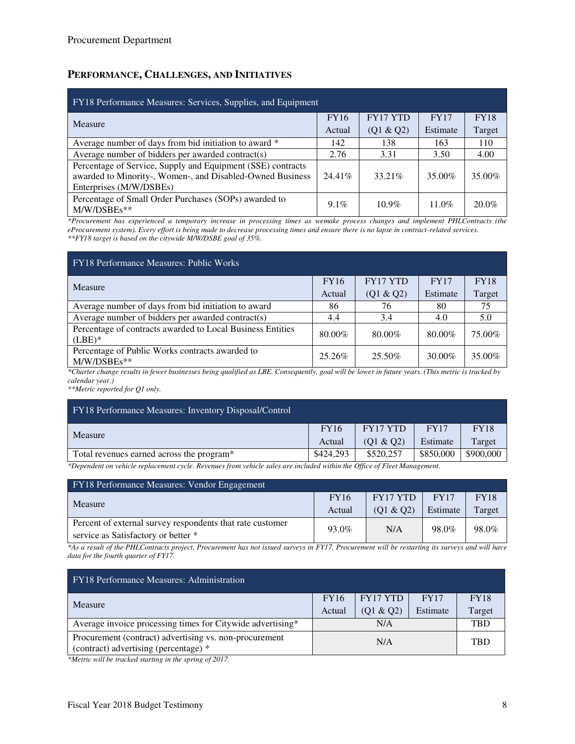## PERFORMANCE, CHALLENGES, AND INITIATIVES

| FY18 Performance Measures: Services, Supplies, and Equipment | | | | |
|---|---|---|---|---|
| Measure | FY16 Actual | FY17 YTD (Q1 & Q2) | FY17 Estimate | FY18 Target |
| Average number of days from bid initiation to award * | 142 | 138 | 163 | 110 |
| Average number of bidders per awarded contract(s) | 2.76 | 3.31 | 3.50 | 4.00 |
| Percentage of Service, Supply and Equipment (SSE) contracts awarded to Minority-, Women-, and Disabled-Owned Business Enterprises (M/W/DSBEs) | 24.41% | 33.21% | 35.00% | 35.00% |
| Percentage of Small Order Purchases (SOPs) awarded to M/W/DSBEs** | 9.1% | 10.9% | 11.0% | 20.0% |

*\*Procurement has experienced a temporary increase in processing times as wemake process changes and implement PHLContracts (the eProcurement system). Every effort is being made to decrease processing times and ensure there is no lapse in contract-related services.*
*\*\*FY18 target is based on the citywide M/W/DSBE goal of 35%.*

| FY18 Performance Measures: Public Works | | | | |
|---|---|---|---|---|
| Measure | FY16 Actual | FY17 YTD (Q1 & Q2) | FY17 Estimate | FY18 Target |
| Average number of days from bid initiation to award | 86 | 76 | 80 | 75 |
| Average number of bidders per awarded contract(s) | 4.4 | 3.4 | 4.0 | 5.0 |
| Percentage of contracts awarded to Local Business Entities (LBE)* | 80.00% | 80.00% | 80.00% | 75.00% |
| Percentage of Public Works contracts awarded to M/W/DSBEs** | 25.26% | 25.50% | 30.00% | 35.00% |

*\*Charter change results in fewer businesses being qualified as LBE. Consequently, goal will be lower in future years. (This metric is tracked by calendar year.)*
*\*\*Metric reported for Q1 only.*

| FY18 Performance Measures: Inventory Disposal/Control | | | | |
|---|---|---|---|---|
| Measure | FY16 Actual | FY17 YTD (Q1 & Q2) | FY17 Estimate | FY18 Target |
| Total revenues earned across the program* | $424,293 | $520,257 | $850,000 | $900,000 |

*\*Dependent on vehicle replacement cycle. Revenues from vehicle sales are included within the Office of Fleet Management.*

| FY18 Performance Measures: Vendor Engagement | | | | |
|---|---|---|---|---|
| Measure | FY16 Actual | FY17 YTD (Q1 & Q2) | FY17 Estimate | FY18 Target |
| Percent of external survey respondents that rate customer service as Satisfactory or better * | 93.0% | N/A | 98.0% | 98.0% |

*\*As a result of the PHLContracts project, Procurement has not issued surveys in FY17. Procurement will be restarting its surveys and will have data for the fourth quarter of FY17.*

| FY18 Performance Measures: Administration | | | | |
|---|---|---|---|---|
| Measure | FY16 Actual | FY17 YTD (Q1 & Q2) | FY17 Estimate | FY18 Target |
| Average invoice processing times for Citywide advertising* | N/A | | | TBD |
| Procurement (contract) advertising vs. non-procurement (contract) advertising (percentage) * | N/A | | | TBD |

*\*Metric will be tracked starting in the spring of 2017.*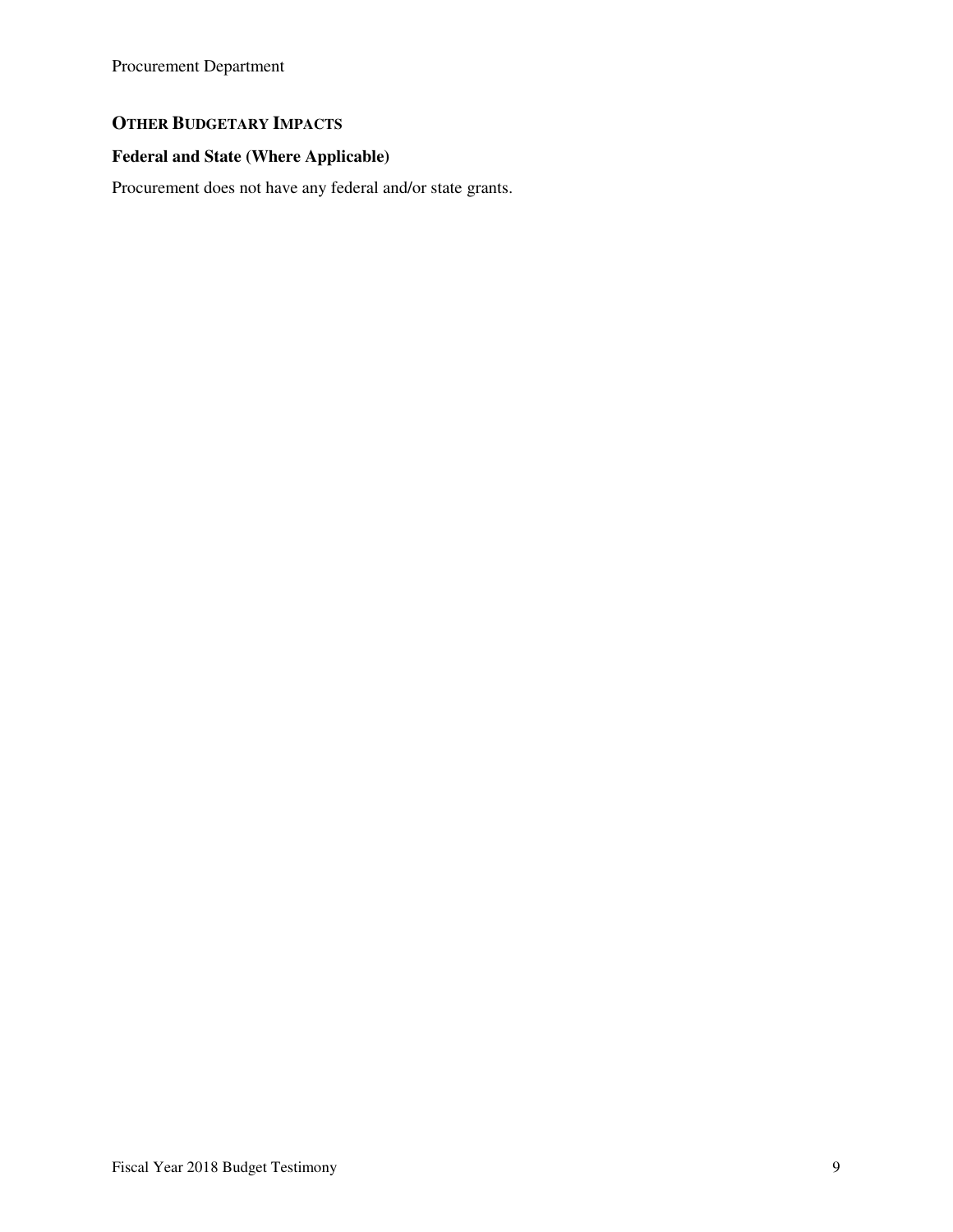## OTHER BUDGETARY IMPACTS

### Federal and State (Where Applicable)

Procurement does not have any federal and/or state grants.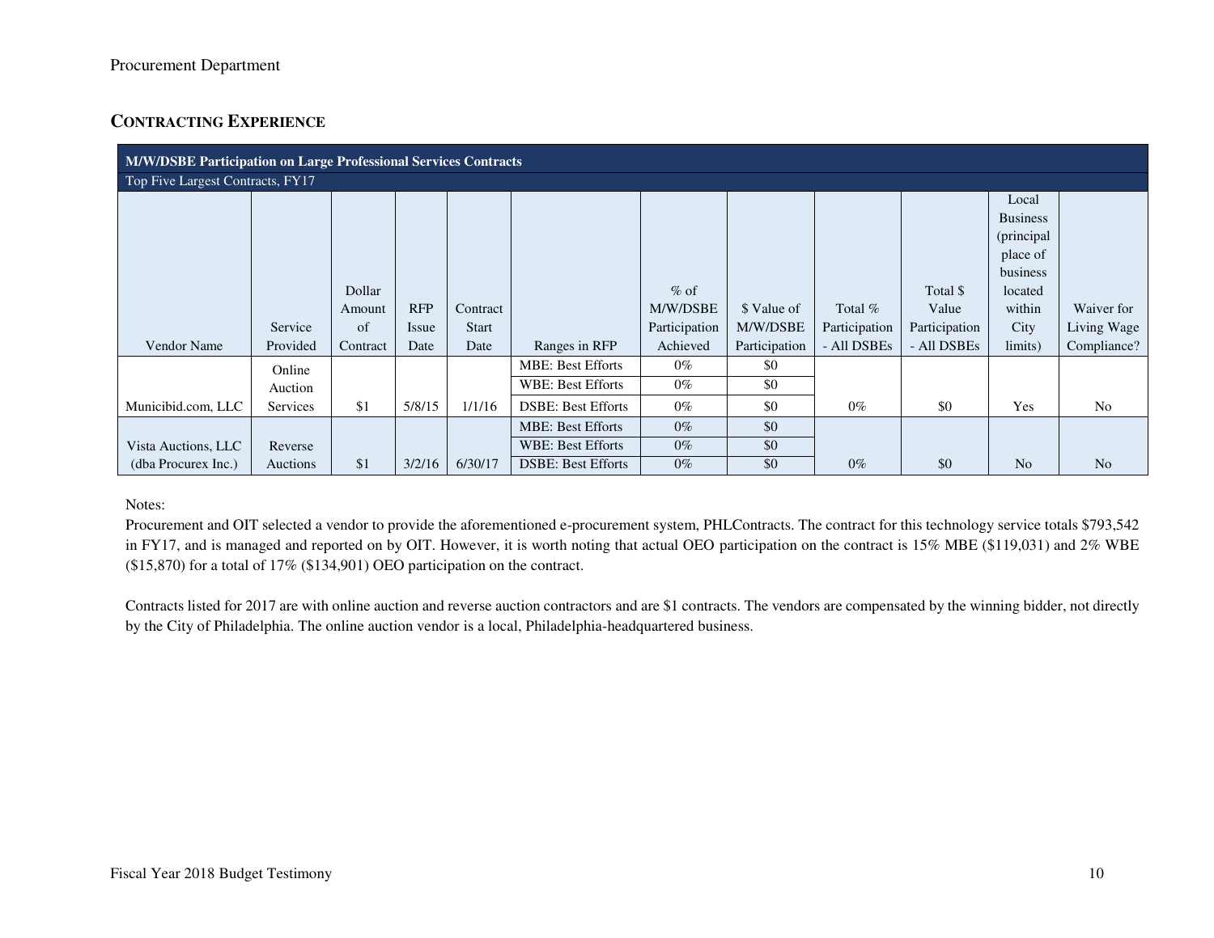Procurement Department

## CONTRACTING EXPERIENCE

| M/W/DSBE Participation on Large Professional Services Contracts | | | | | | | | | | | |
|---|---|---|---|---|---|---|---|---|---|---|---|
| Top Five Largest Contracts, FY17 | | | | | | | | | | | |
| Vendor Name | Service Provided | Dollar Amount of Contract | RFP Issue Date | Contract Start Date | Ranges in RFP | % of M/W/DSBE Participation Achieved | $ Value of M/W/DSBE Participation | Total % Participation - All DSBEs | Total $ Value Participation - All DSBEs | Local Business (principal place of business located within City limits) | Waiver for Living Wage Compliance? |
| Municibid.com, LLC | Online Auction Services | $1 | 5/8/15 | 1/1/16 | MBE: Best Efforts | 0% | $0 | 0% | $0 | Yes | No |
| | | | | | WBE: Best Efforts | 0% | $0 | | | | |
| | | | | | DSBE: Best Efforts | 0% | $0 | | | | |
| Vista Auctions, LLC (dba Procurex Inc.) | Reverse Auctions | $1 | 3/2/16 | 6/30/17 | MBE: Best Efforts | 0% | $0 | 0% | $0 | No | No |
| | | | | | WBE: Best Efforts | 0% | $0 | | | | |
| | | | | | DSBE: Best Efforts | 0% | $0 | | | | |

Notes:

Procurement and OIT selected a vendor to provide the aforementioned e-procurement system, PHLContracts. The contract for this technology service totals $793,542 in FY17, and is managed and reported on by OIT. However, it is worth noting that actual OEO participation on the contract is 15% MBE ($119,031) and 2% WBE ($15,870) for a total of 17% ($134,901) OEO participation on the contract.

Contracts listed for 2017 are with online auction and reverse auction contractors and are $1 contracts. The vendors are compensated by the winning bidder, not directly by the City of Philadelphia. The online auction vendor is a local, Philadelphia-headquartered business.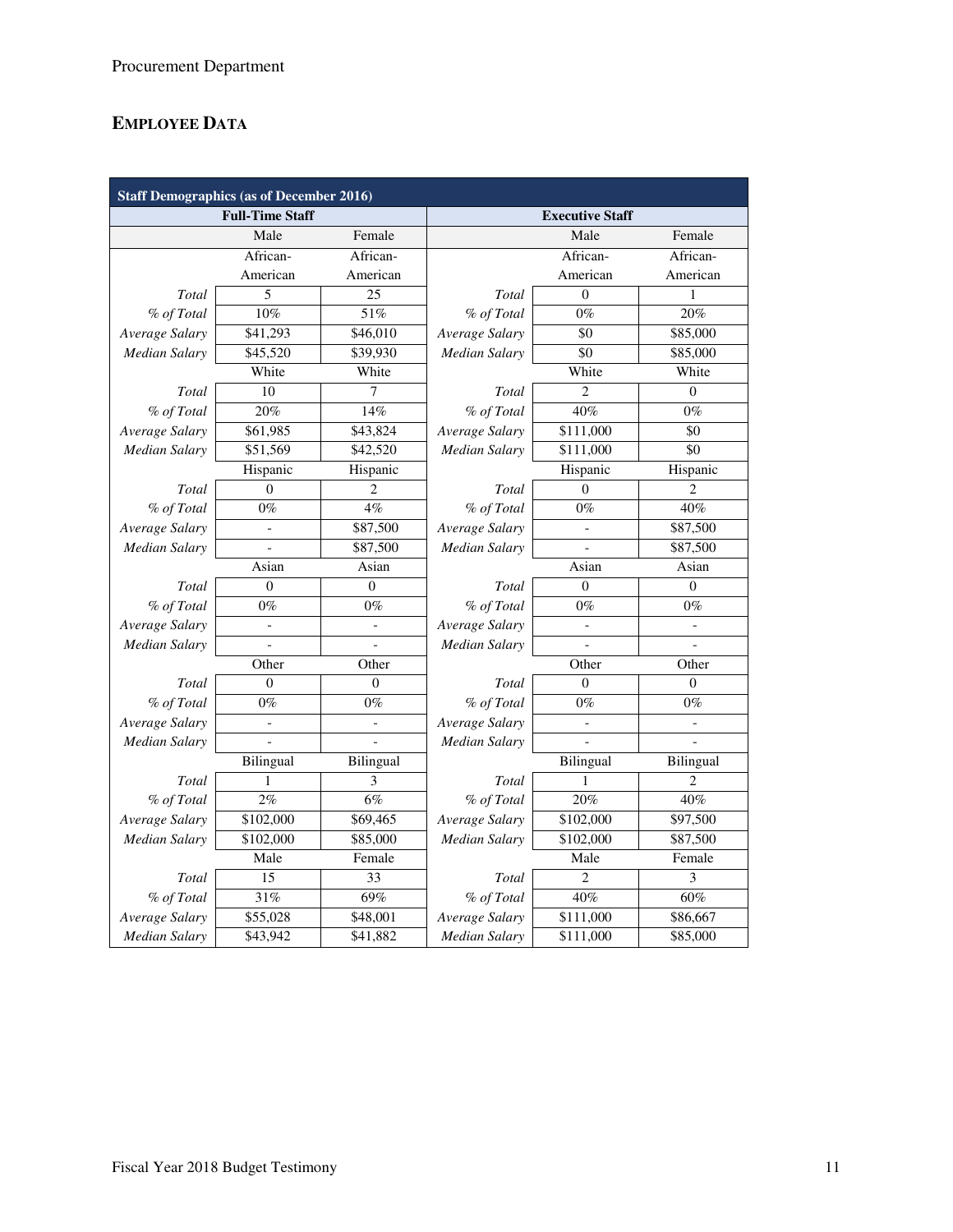Procurement Department

## EMPLOYEE DATA

| Staff Demographics (as of December 2016) | | | | | |
|---|---|---|---|---|---|
| Full-Time Staff | | | Executive Staff | | |
| | Male | Female | | Male | Female |
| | African-American | African-American | | African-American | African-American |
| *Total* | 5 | 25 | *Total* | 0 | 1 |
| *% of Total* | 10% | 51% | *% of Total* | 0% | 20% |
| *Average Salary* | $41,293 | $46,010 | *Average Salary* | $0 | $85,000 |
| *Median Salary* | $45,520 | $39,930 | *Median Salary* | $0 | $85,000 |
| | White | White | | White | White |
| *Total* | 10 | 7 | *Total* | 2 | 0 |
| *% of Total* | 20% | 14% | *% of Total* | 40% | 0% |
| *Average Salary* | $61,985 | $43,824 | *Average Salary* | $111,000 | $0 |
| *Median Salary* | $51,569 | $42,520 | *Median Salary* | $111,000 | $0 |
| | Hispanic | Hispanic | | Hispanic | Hispanic |
| *Total* | 0 | 2 | *Total* | 0 | 2 |
| *% of Total* | 0% | 4% | *% of Total* | 0% | 40% |
| *Average Salary* | - | $87,500 | *Average Salary* | - | $87,500 |
| *Median Salary* | - | $87,500 | *Median Salary* | - | $87,500 |
| | Asian | Asian | | Asian | Asian |
| *Total* | 0 | 0 | *Total* | 0 | 0 |
| *% of Total* | 0% | 0% | *% of Total* | 0% | 0% |
| *Average Salary* | - | - | *Average Salary* | - | - |
| *Median Salary* | - | - | *Median Salary* | - | - |
| | Other | Other | | Other | Other |
| *Total* | 0 | 0 | *Total* | 0 | 0 |
| *% of Total* | 0% | 0% | *% of Total* | 0% | 0% |
| *Average Salary* | - | - | *Average Salary* | - | - |
| *Median Salary* | - | - | *Median Salary* | - | - |
| | Bilingual | Bilingual | | Bilingual | Bilingual |
| *Total* | 1 | 3 | *Total* | 1 | 2 |
| *% of Total* | 2% | 6% | *% of Total* | 20% | 40% |
| *Average Salary* | $102,000 | $69,465 | *Average Salary* | $102,000 | $97,500 |
| *Median Salary* | $102,000 | $85,000 | *Median Salary* | $102,000 | $87,500 |
| | Male | Female | | Male | Female |
| *Total* | 15 | 33 | *Total* | 2 | 3 |
| *% of Total* | 31% | 69% | *% of Total* | 40% | 60% |
| *Average Salary* | $55,028 | $48,001 | *Average Salary* | $111,000 | $86,667 |
| *Median Salary* | $43,942 | $41,882 | *Median Salary* | $111,000 | $85,000 |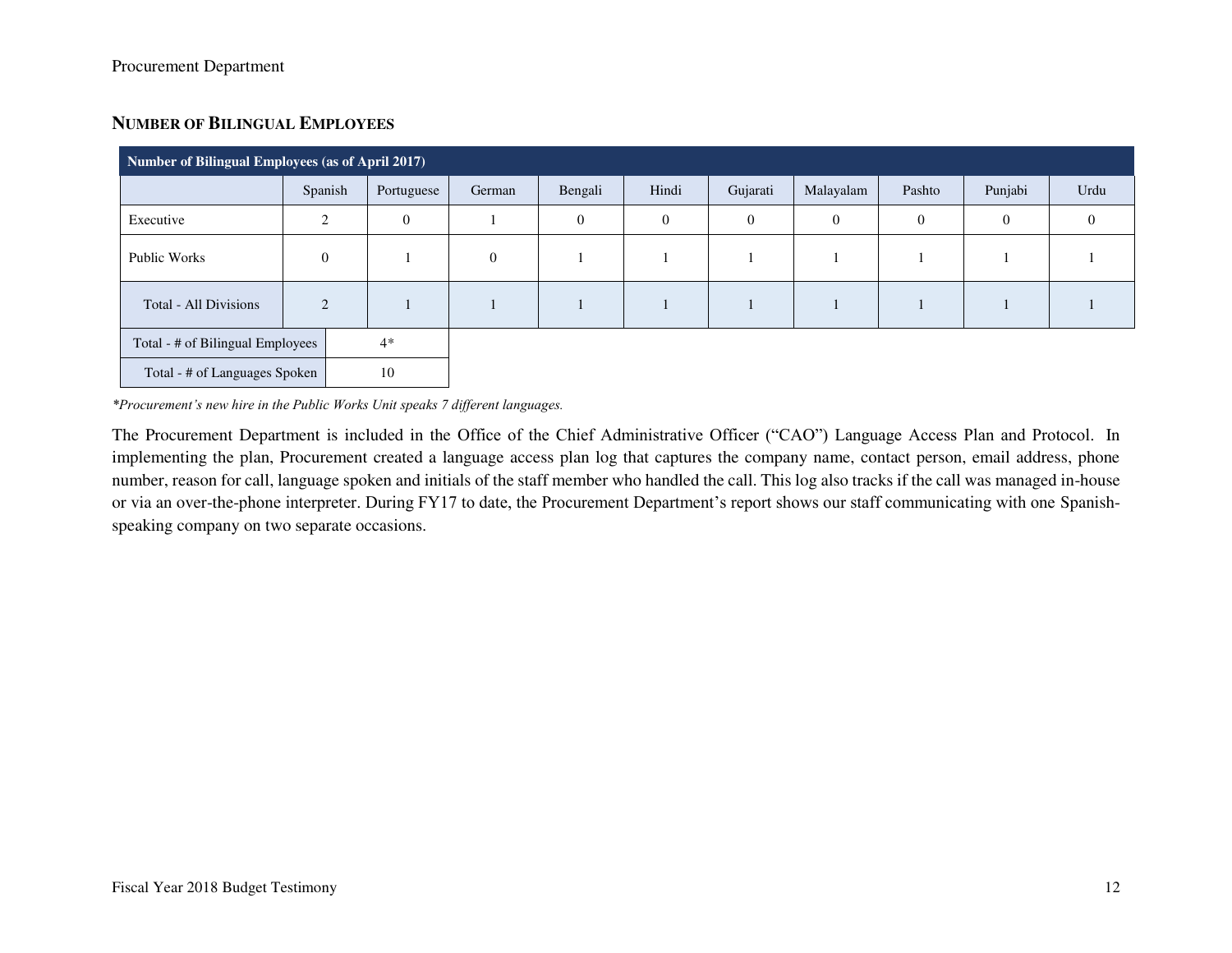Procurement Department

## Number of Bilingual Employees

| Number of Bilingual Employees (as of April 2017) | | | | | | | | | | |
|---|---|---|---|---|---|---|---|---|---|---|
| | Spanish | Portuguese | German | Bengali | Hindi | Gujarati | Malayalam | Pashto | Punjabi | Urdu |
| Executive | 2 | 0 | 1 | 0 | 0 | 0 | 0 | 0 | 0 | 0 |
| Public Works | 0 | 1 | 0 | 1 | 1 | 1 | 1 | 1 | 1 | 1 |
| Total - All Divisions | 2 | 1 | 1 | 1 | 1 | 1 | 1 | 1 | 1 | 1 |

| | |
|---|---|
| Total - # of Bilingual Employees | 4* |
| Total - # of Languages Spoken | 10 |

*\*Procurement's new hire in the Public Works Unit speaks 7 different languages.*

The Procurement Department is included in the Office of the Chief Administrative Officer ("CAO") Language Access Plan and Protocol. In implementing the plan, Procurement created a language access plan log that captures the company name, contact person, email address, phone number, reason for call, language spoken and initials of the staff member who handled the call. This log also tracks if the call was managed in-house or via an over-the-phone interpreter. During FY17 to date, the Procurement Department's report shows our staff communicating with one Spanish-speaking company on two separate occasions.